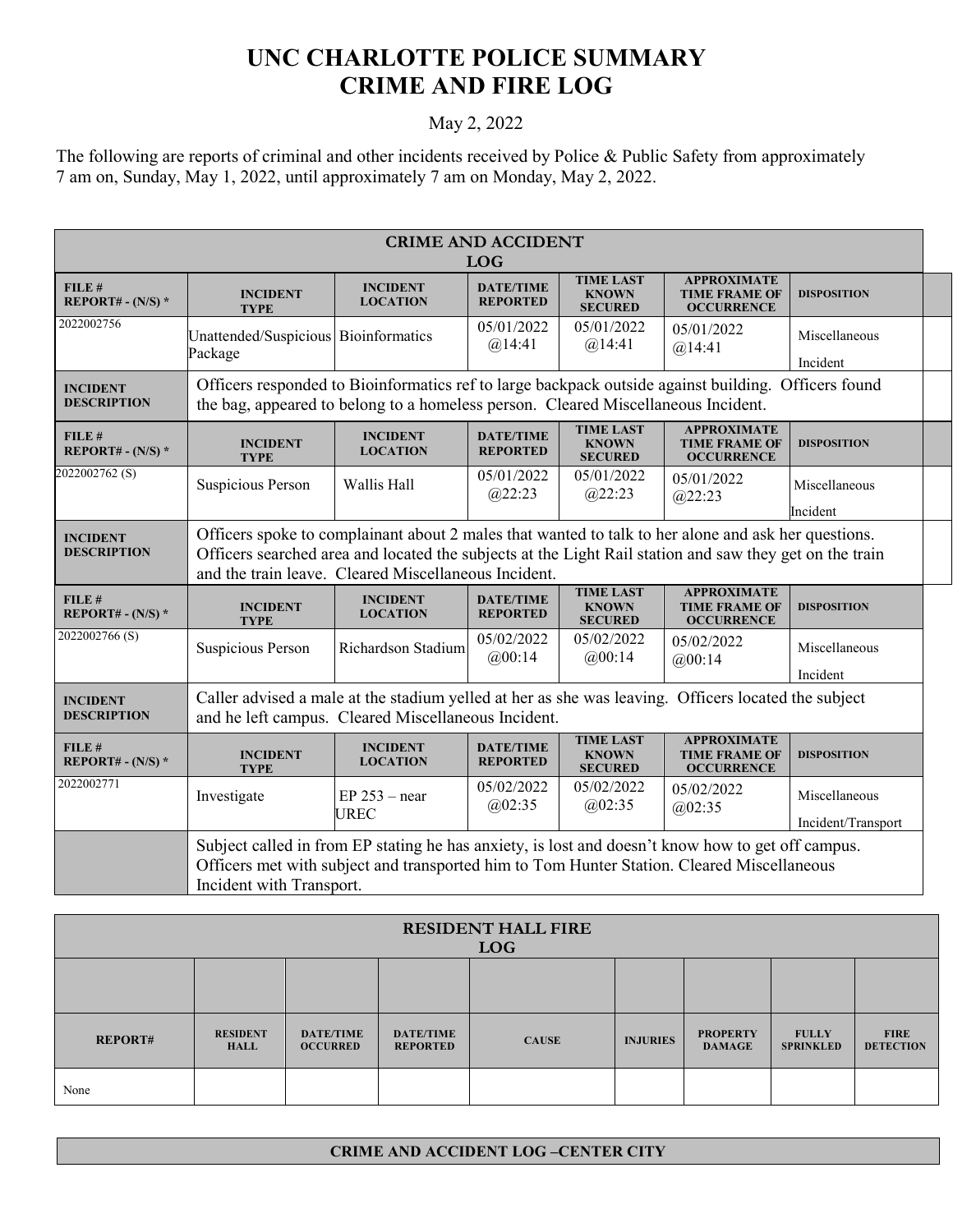# UNC CHARLOTTE POLICE SUMMARY
# CRIME AND FIRE LOG

May 2, 2022

The following are reports of criminal and other incidents received by Police & Public Safety from approximately 7 am on, Sunday, May 1, 2022, until approximately 7 am on Monday, May 2, 2022.

## CRIME AND ACCIDENT LOG

| FILE # REPORT# - (N/S) * | INCIDENT TYPE | INCIDENT LOCATION | DATE/TIME REPORTED | TIME LAST KNOWN SECURED | APPROXIMATE TIME FRAME OF OCCURRENCE | DISPOSITION |
|---|---|---|---|---|---|---|
| 2022002756 | Unattended/Suspicious Package | Bioinformatics | 05/01/2022 @14:41 | 05/01/2022 @14:41 | 05/01/2022 @14:41 | Miscellaneous Incident |
| INCIDENT DESCRIPTION | Officers responded to Bioinformatics ref to large backpack outside against building. Officers found the bag, appeared to belong to a homeless person. Cleared Miscellaneous Incident. | | | | | |
| 2022002762 (S) | Suspicious Person | Wallis Hall | 05/01/2022 @22:23 | 05/01/2022 @22:23 | 05/01/2022 @22:23 | Miscellaneous Incident |
| INCIDENT DESCRIPTION | Officers spoke to complainant about 2 males that wanted to talk to her alone and ask her questions. Officers searched area and located the subjects at the Light Rail station and saw they get on the train and the train leave. Cleared Miscellaneous Incident. | | | | | |
| 2022002766 (S) | Suspicious Person | Richardson Stadium | 05/02/2022 @00:14 | 05/02/2022 @00:14 | 05/02/2022 @00:14 | Miscellaneous Incident |
| INCIDENT DESCRIPTION | Caller advised a male at the stadium yelled at her as she was leaving. Officers located the subject and he left campus. Cleared Miscellaneous Incident. | | | | | |
| 2022002771 | Investigate | EP 253 – near UREC | 05/02/2022 @02:35 | 05/02/2022 @02:35 | 05/02/2022 @02:35 | Miscellaneous Incident/Transport |
| | Subject called in from EP stating he has anxiety, is lost and doesn't know how to get off campus. Officers met with subject and transported him to Tom Hunter Station. Cleared Miscellaneous Incident with Transport. | | | | | |

## RESIDENT HALL FIRE LOG

| REPORT# | RESIDENT HALL | DATE/TIME OCCURRED | DATE/TIME REPORTED | CAUSE | INJURIES | PROPERTY DAMAGE | FULLY SPRINKLED | FIRE DETECTION |
|---|---|---|---|---|---|---|---|---|
| None | | | | | | | | |

## CRIME AND ACCIDENT LOG –CENTER CITY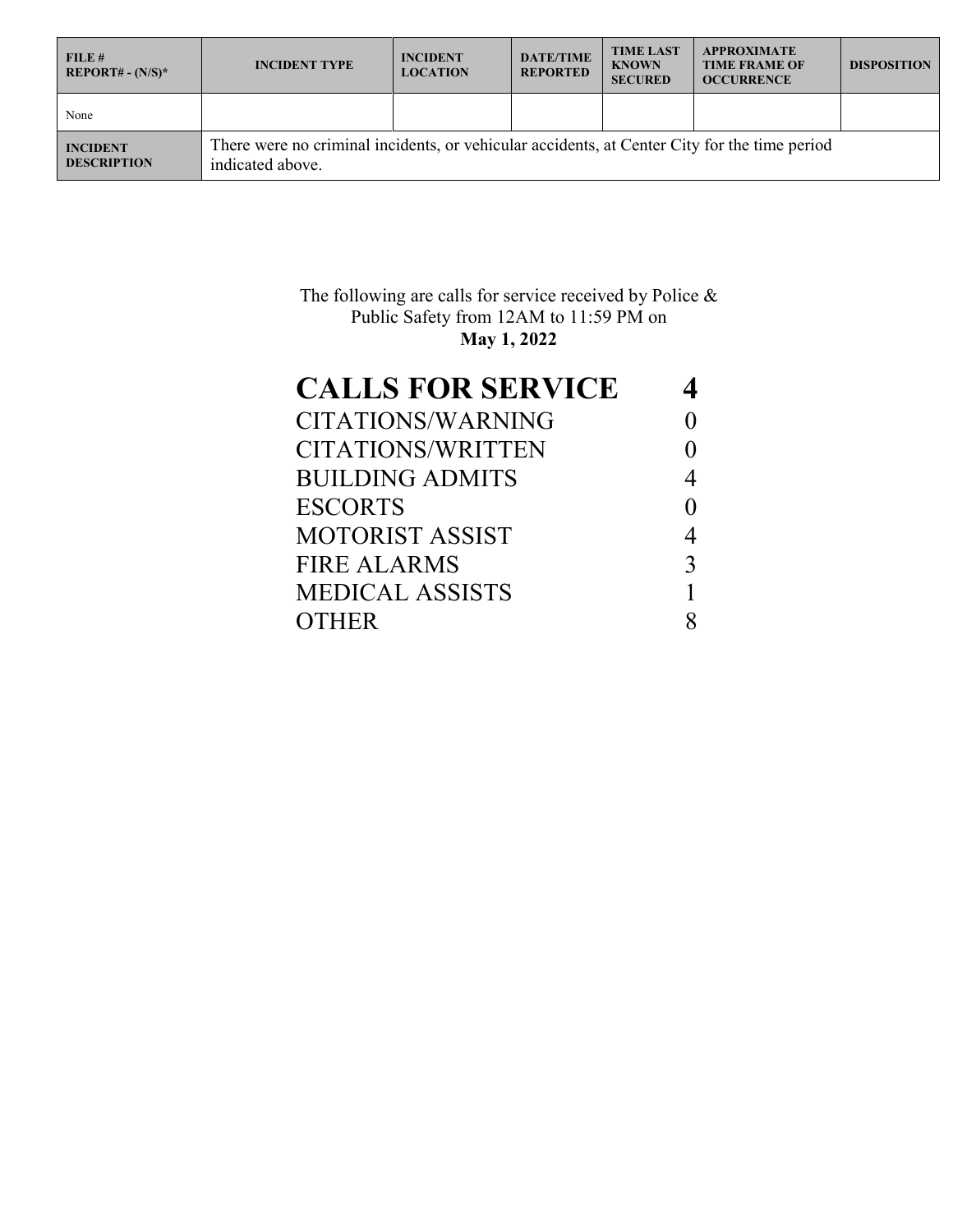| FILE # REPORT# - (N/S)* | INCIDENT TYPE | INCIDENT LOCATION | DATE/TIME REPORTED | TIME LAST KNOWN SECURED | APPROXIMATE TIME FRAME OF OCCURRENCE | DISPOSITION |
|---|---|---|---|---|---|---|
| None | | | | | | |
| **INCIDENT DESCRIPTION** | There were no criminal incidents, or vehicular accidents, at Center City for the time period indicated above. | | | | | |

The following are calls for service received by Police & Public Safety from 12AM to 11:59 PM on
**May 1, 2022**

| | |
|---|---|
| **CALLS FOR SERVICE** | **4** |
| CITATIONS/WARNING | 0 |
| CITATIONS/WRITTEN | 0 |
| BUILDING ADMITS | 4 |
| ESCORTS | 0 |
| MOTORIST ASSIST | 4 |
| FIRE ALARMS | 3 |
| MEDICAL ASSISTS | 1 |
| OTHER | 8 |